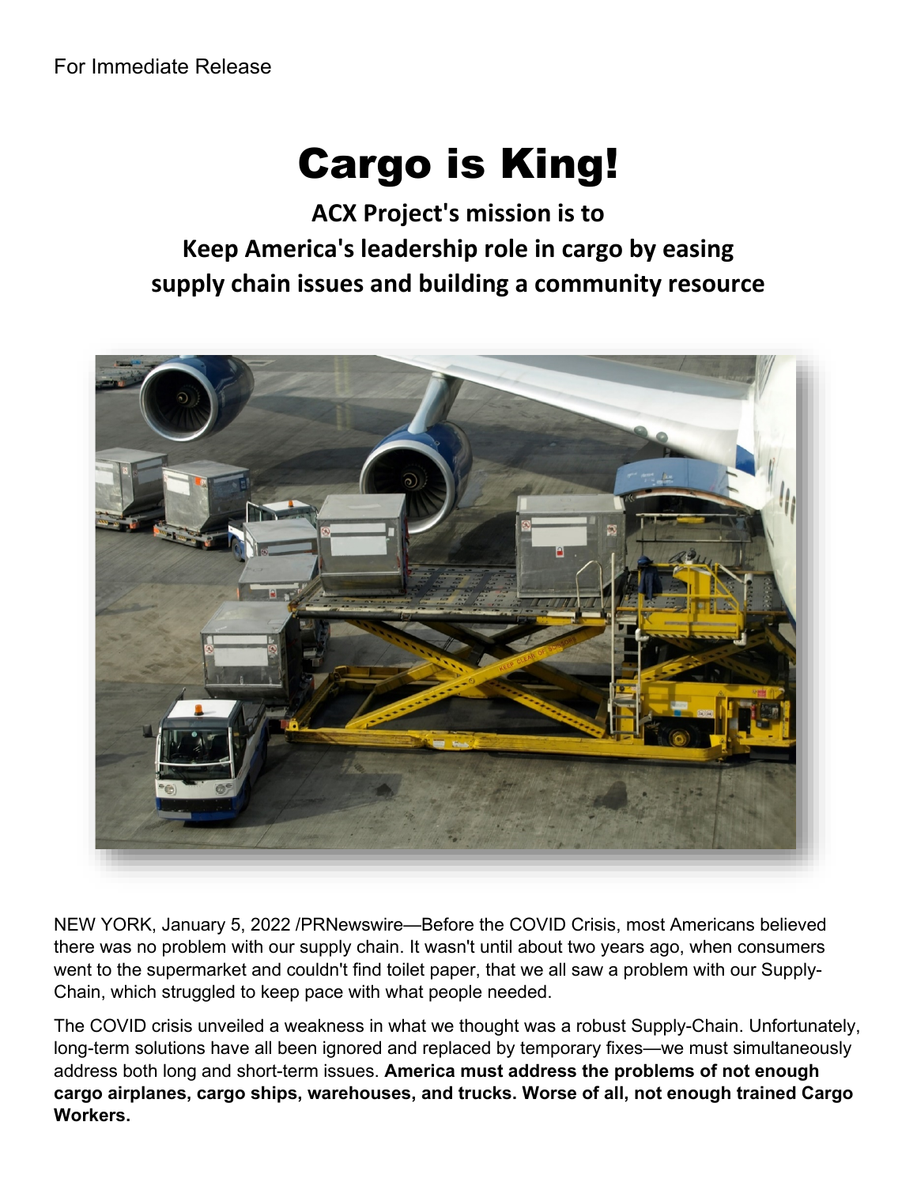For Immediate Release

# Cargo is King!

## ACX Project's mission is to Keep America's leadership role in cargo by easing supply chain issues and building a community resource

NEW YORK, January 5, 2022 /PRNewswire—Before the COVID Crisis, most Americans believed there was no problem with our supply chain. It wasn't until about two years ago, when consumers went to the supermarket and couldn't find toilet paper, that we all saw a problem with our Supply-Chain, which struggled to keep pace with what people needed.

The COVID crisis unveiled a weakness in what we thought was a robust Supply-Chain. Unfortunately, long-term solutions have all been ignored and replaced by temporary fixes—we must simultaneously address both long and short-term issues. **America must address the problems of not enough cargo airplanes, cargo ships, warehouses, and trucks. Worse of all, not enough trained Cargo Workers.**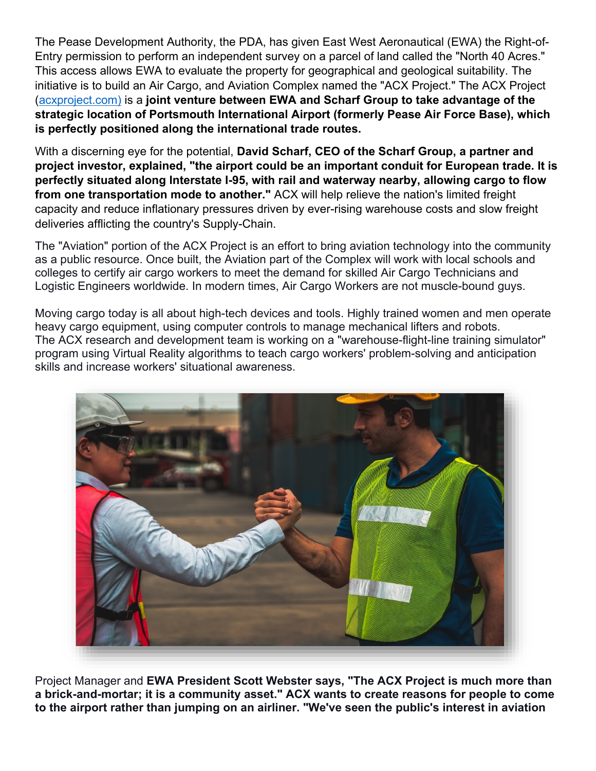The Pease Development Authority, the PDA, has given East West Aeronautical (EWA) the Right-of-Entry permission to perform an independent survey on a parcel of land called the "North 40 Acres." This access allows EWA to evaluate the property for geographical and geological suitability. The initiative is to build an Air Cargo, and Aviation Complex named the "ACX Project." The ACX Project ([acxproject.com)](acxproject.com) is a **joint venture between EWA and Scharf Group to take advantage of the strategic location of Portsmouth International Airport (formerly Pease Air Force Base), which is perfectly positioned along the international trade routes.**

With a discerning eye for the potential, **David Scharf, CEO of the Scharf Group, a partner and project investor, explained, "the airport could be an important conduit for European trade. It is perfectly situated along Interstate I-95, with rail and waterway nearby, allowing cargo to flow from one transportation mode to another."** ACX will help relieve the nation's limited freight capacity and reduce inflationary pressures driven by ever-rising warehouse costs and slow freight deliveries afflicting the country's Supply-Chain.

The "Aviation" portion of the ACX Project is an effort to bring aviation technology into the community as a public resource. Once built, the Aviation part of the Complex will work with local schools and colleges to certify air cargo workers to meet the demand for skilled Air Cargo Technicians and Logistic Engineers worldwide. In modern times, Air Cargo Workers are not muscle-bound guys.

Moving cargo today is all about high-tech devices and tools. Highly trained women and men operate heavy cargo equipment, using computer controls to manage mechanical lifters and robots. The ACX research and development team is working on a "warehouse-flight-line training simulator" program using Virtual Reality algorithms to teach cargo workers' problem-solving and anticipation skills and increase workers' situational awareness.

Project Manager and **EWA President Scott Webster says, "The ACX Project is much more than a brick-and-mortar; it is a community asset." ACX wants to create reasons for people to come to the airport rather than jumping on an airliner. "We've seen the public's interest in aviation**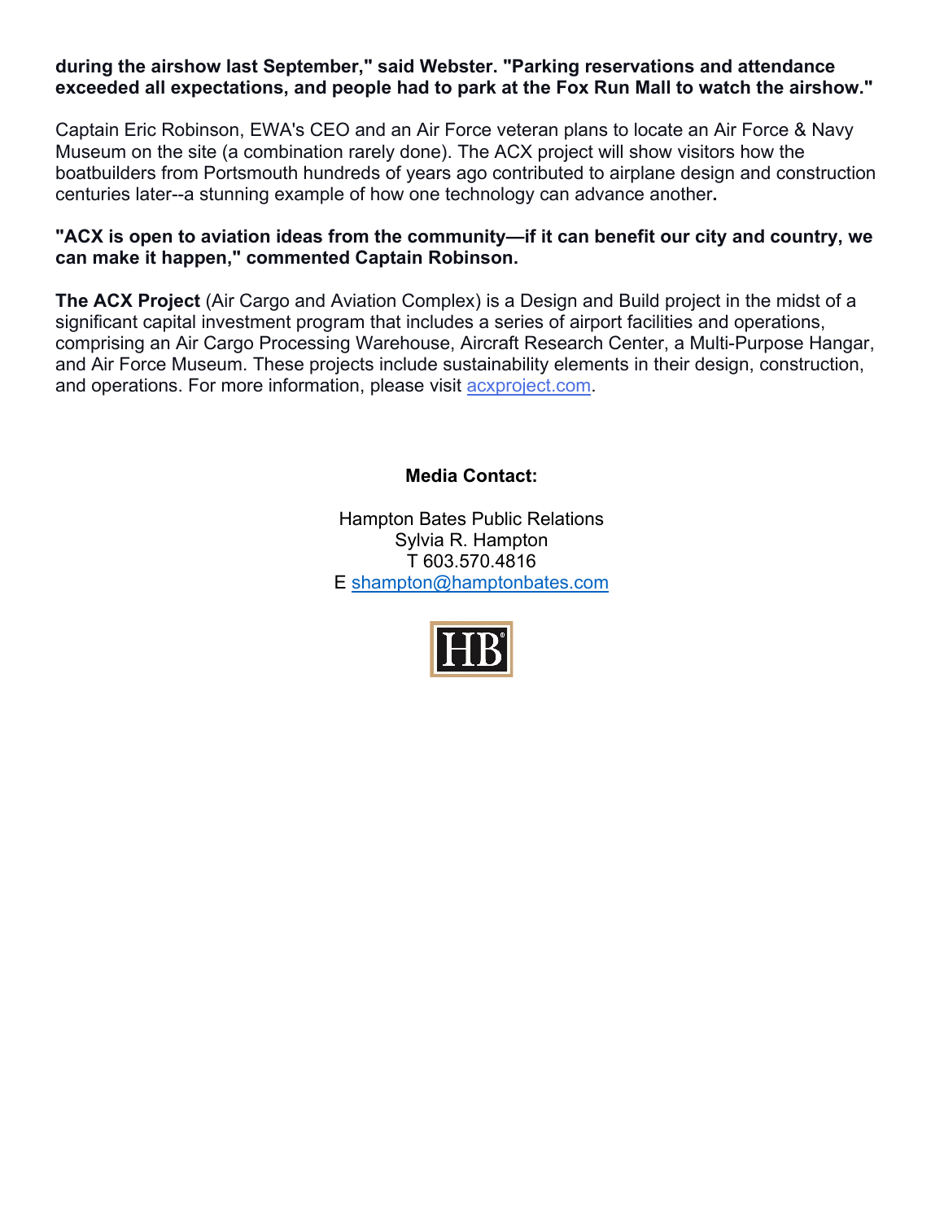**during the airshow last September," said Webster. "Parking reservations and attendance exceeded all expectations, and people had to park at the Fox Run Mall to watch the airshow."**

Captain Eric Robinson, EWA's CEO and an Air Force veteran plans to locate an Air Force & Navy Museum on the site (a combination rarely done). The ACX project will show visitors how the boatbuilders from Portsmouth hundreds of years ago contributed to airplane design and construction centuries later--a stunning example of how one technology can advance another**.**

**"ACX is open to aviation ideas from the community—if it can benefit our city and country, we can make it happen," commented Captain Robinson.**

**The ACX Project** (Air Cargo and Aviation Complex) is a Design and Build project in the midst of a significant capital investment program that includes a series of airport facilities and operations, comprising an Air Cargo Processing Warehouse, Aircraft Research Center, a Multi-Purpose Hangar, and Air Force Museum. These projects include sustainability elements in their design, construction, and operations. For more information, please visit [acxproject.com](acxproject.com).

**Media Contact:**

Hampton Bates Public Relations
Sylvia R. Hampton
T 603.570.4816
E [shampton@hamptonbates.com](mailto:shampton@hamptonbates.com)

HB